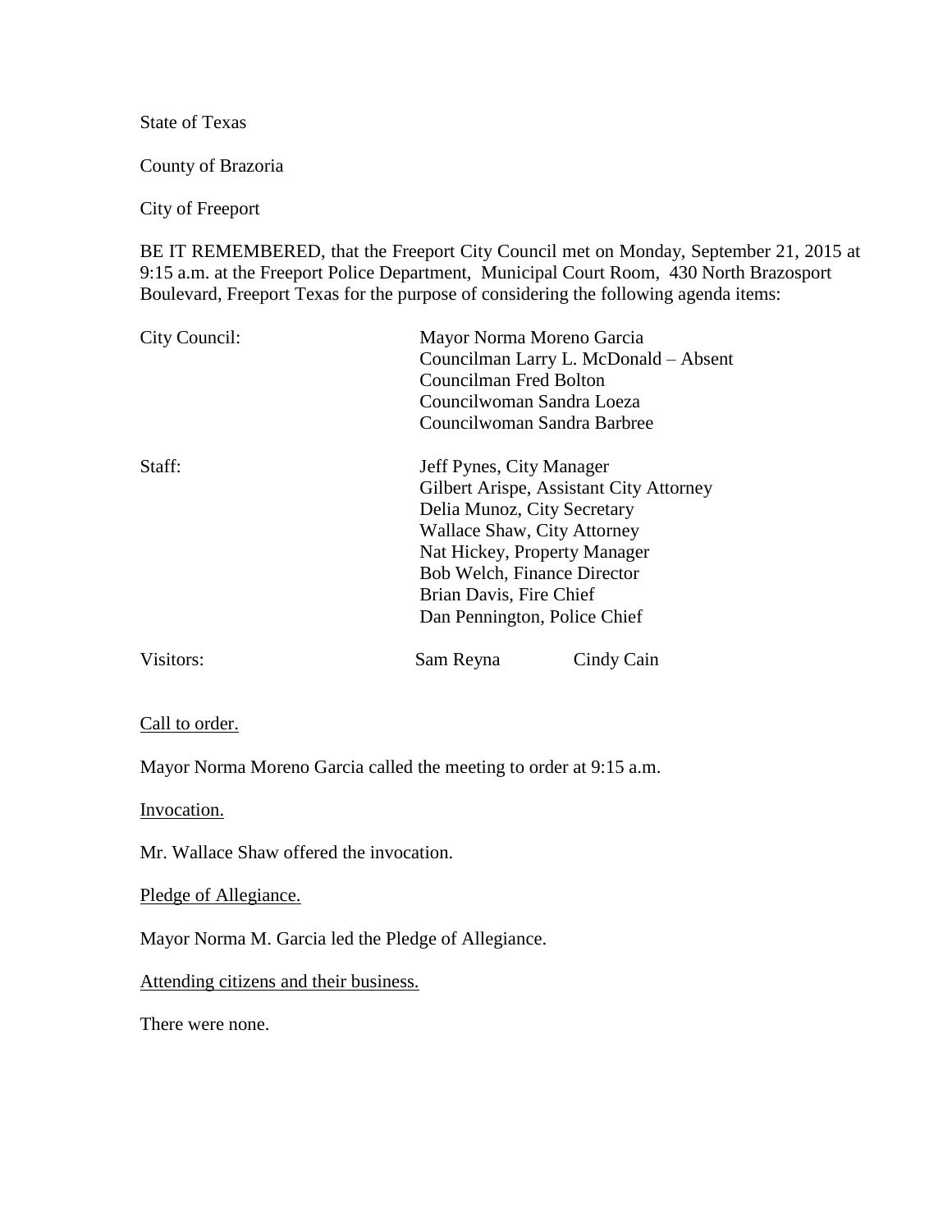State of Texas

County of Brazoria

City of Freeport

BE IT REMEMBERED, that the Freeport City Council met on Monday, September 21, 2015 at 9:15 a.m. at the Freeport Police Department, Municipal Court Room, 430 North Brazosport Boulevard, Freeport Texas for the purpose of considering the following agenda items:

City Council:
Mayor Norma Moreno Garcia
Councilman Larry L. McDonald – Absent
Councilman Fred Bolton
Councilwoman Sandra Loeza
Councilwoman Sandra Barbree

Staff:
Jeff Pynes, City Manager
Gilbert Arispe, Assistant City Attorney
Delia Munoz, City Secretary
Wallace Shaw, City Attorney
Nat Hickey, Property Manager
Bob Welch, Finance Director
Brian Davis, Fire Chief
Dan Pennington, Police Chief

Visitors: Sam Reyna Cindy Cain

Call to order.

Mayor Norma Moreno Garcia called the meeting to order at 9:15 a.m.

Invocation.

Mr. Wallace Shaw offered the invocation.

Pledge of Allegiance.

Mayor Norma M. Garcia led the Pledge of Allegiance.

Attending citizens and their business.

There were none.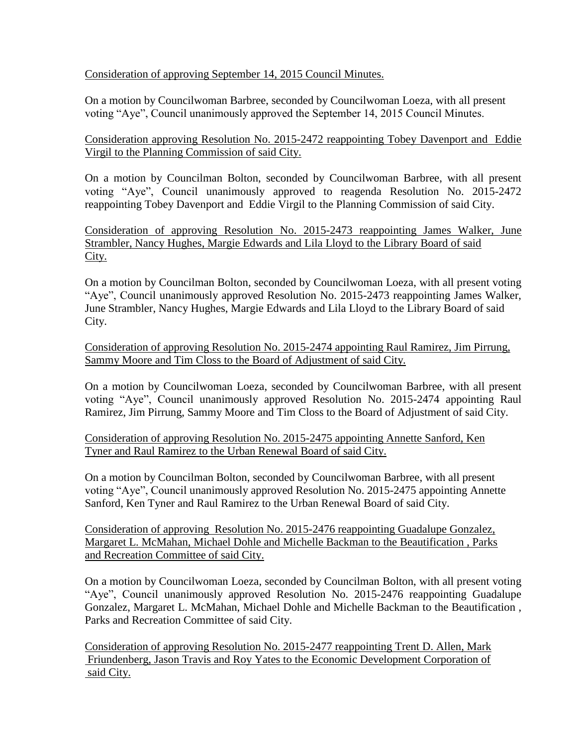Consideration of approving September 14, 2015 Council Minutes.

On a motion by Councilwoman Barbree, seconded by Councilwoman Loeza, with all present voting "Aye", Council unanimously approved the September 14, 2015 Council Minutes.

Consideration approving Resolution No. 2015-2472 reappointing Tobey Davenport and Eddie Virgil to the Planning Commission of said City.

On a motion by Councilman Bolton, seconded by Councilwoman Barbree, with all present voting "Aye", Council unanimously approved to reagenda Resolution No. 2015-2472 reappointing Tobey Davenport and Eddie Virgil to the Planning Commission of said City.

Consideration of approving Resolution No. 2015-2473 reappointing James Walker, June Strambler, Nancy Hughes, Margie Edwards and Lila Lloyd to the Library Board of said City.

On a motion by Councilman Bolton, seconded by Councilwoman Loeza, with all present voting "Aye", Council unanimously approved Resolution No. 2015-2473 reappointing James Walker, June Strambler, Nancy Hughes, Margie Edwards and Lila Lloyd to the Library Board of said City.

Consideration of approving Resolution No. 2015-2474 appointing Raul Ramirez, Jim Pirrung, Sammy Moore and Tim Closs to the Board of Adjustment of said City.

On a motion by Councilwoman Loeza, seconded by Councilwoman Barbree, with all present voting "Aye", Council unanimously approved Resolution No. 2015-2474 appointing Raul Ramirez, Jim Pirrung, Sammy Moore and Tim Closs to the Board of Adjustment of said City.

Consideration of approving Resolution No. 2015-2475 appointing Annette Sanford, Ken Tyner and Raul Ramirez to the Urban Renewal Board of said City.

On a motion by Councilman Bolton, seconded by Councilwoman Barbree, with all present voting "Aye", Council unanimously approved Resolution No. 2015-2475 appointing Annette Sanford, Ken Tyner and Raul Ramirez to the Urban Renewal Board of said City.

Consideration of approving Resolution No. 2015-2476 reappointing Guadalupe Gonzalez, Margaret L. McMahan, Michael Dohle and Michelle Backman to the Beautification , Parks and Recreation Committee of said City.

On a motion by Councilwoman Loeza, seconded by Councilman Bolton, with all present voting "Aye", Council unanimously approved Resolution No. 2015-2476 reappointing Guadalupe Gonzalez, Margaret L. McMahan, Michael Dohle and Michelle Backman to the Beautification , Parks and Recreation Committee of said City.

Consideration of approving Resolution No. 2015-2477 reappointing Trent D. Allen, Mark Friundenberg, Jason Travis and Roy Yates to the Economic Development Corporation of said City.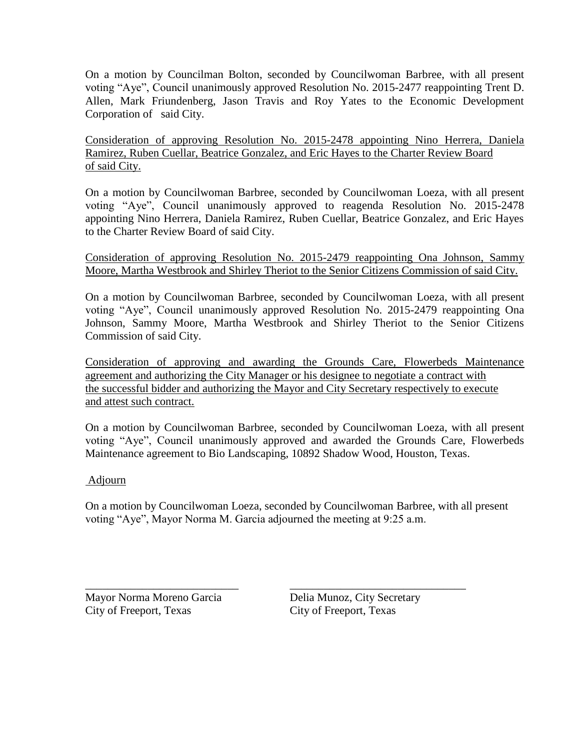On a motion by Councilman Bolton, seconded by Councilwoman Barbree, with all present voting "Aye", Council unanimously approved Resolution No. 2015-2477 reappointing Trent D. Allen, Mark Friundenberg, Jason Travis and Roy Yates to the Economic Development Corporation of said City.

<u>Consideration of approving Resolution No. 2015-2478 appointing Nino Herrera, Daniela Ramirez, Ruben Cuellar, Beatrice Gonzalez, and Eric Hayes to the Charter Review Board of said City.</u>

On a motion by Councilwoman Barbree, seconded by Councilwoman Loeza, with all present voting "Aye", Council unanimously approved to reagenda Resolution No. 2015-2478 appointing Nino Herrera, Daniela Ramirez, Ruben Cuellar, Beatrice Gonzalez, and Eric Hayes to the Charter Review Board of said City.

<u>Consideration of approving Resolution No. 2015-2479 reappointing Ona Johnson, Sammy Moore, Martha Westbrook and Shirley Theriot to the Senior Citizens Commission of said City.</u>

On a motion by Councilwoman Barbree, seconded by Councilwoman Loeza, with all present voting "Aye", Council unanimously approved Resolution No. 2015-2479 reappointing Ona Johnson, Sammy Moore, Martha Westbrook and Shirley Theriot to the Senior Citizens Commission of said City.

<u>Consideration of approving and awarding the Grounds Care, Flowerbeds Maintenance agreement and authorizing the City Manager or his designee to negotiate a contract with the successful bidder and authorizing the Mayor and City Secretary respectively to execute and attest such contract.</u>

On a motion by Councilwoman Barbree, seconded by Councilwoman Loeza, with all present voting "Aye", Council unanimously approved and awarded the Grounds Care, Flowerbeds Maintenance agreement to Bio Landscaping, 10892 Shadow Wood, Houston, Texas.

<u>Adjourn</u>

On a motion by Councilwoman Loeza, seconded by Councilwoman Barbree, with all present voting "Aye", Mayor Norma M. Garcia adjourned the meeting at 9:25 a.m.

| | |
|---|---|
| ___________________________ | ______________________________ |
| Mayor Norma Moreno Garcia | Delia Munoz, City Secretary |
| City of Freeport, Texas | City of Freeport, Texas |